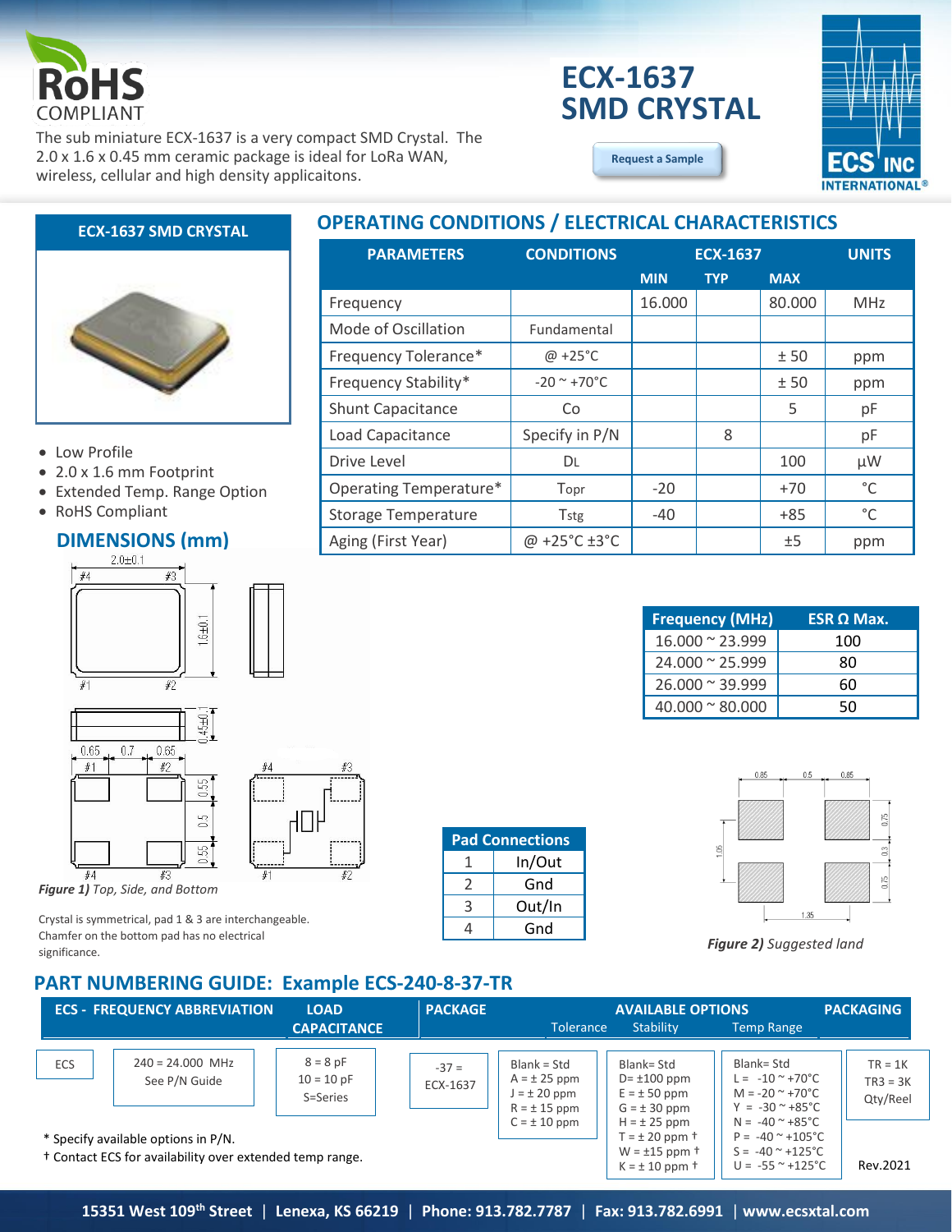RoHS COMPLIANT

# ECX-1637 SMD CRYSTAL

The sub miniature ECX-1637 is a very compact SMD Crystal. The 2.0 x 1.6 x 0.45 mm ceramic package is ideal for LoRa WAN, wireless, cellular and high density applicaitons.

Request a Sample

## ECX-1637 SMD CRYSTAL

- Low Profile
- 2.0 x 1.6 mm Footprint
- Extended Temp. Range Option
- RoHS Compliant

## OPERATING CONDITIONS / ELECTRICAL CHARACTERISTICS

| PARAMETERS | CONDITIONS | ECX-1637 MIN | TYP | MAX | UNITS |
|---|---|---|---|---|---|
| Frequency | | 16.000 | | 80.000 | MHz |
| Mode of Oscillation | Fundamental | | | | |
| Frequency Tolerance* | @ +25°C | | | ± 50 | ppm |
| Frequency Stability* | -20 ~ +70°C | | | ± 50 | ppm |
| Shunt Capacitance | Co | | | 5 | pF |
| Load Capacitance | Specify in P/N | | 8 | | pF |
| Drive Level | DL | | | 100 | µW |
| Operating Temperature* | Topr | -20 | | +70 | °C |
| Storage Temperature | Tstg | -40 | | +85 | °C |
| Aging (First Year) | @ +25°C ±3°C | | | ±5 | ppm |

| Frequency (MHz) | ESR Ω Max. |
|---|---|
| 16.000 ~ 23.999 | 100 |
| 24.000 ~ 25.999 | 80 |
| 26.000 ~ 39.999 | 60 |
| 40.000 ~ 80.000 | 50 |

## DIMENSIONS (mm)

*Figure 1)* Top, Side, and Bottom

Crystal is symmetrical, pad 1 & 3 are interchangeable. Chamfer on the bottom pad has no electrical significance.

| Pad Connections | |
|---|---|
| 1 | In/Out |
| 2 | Gnd |
| 3 | Out/In |
| 4 | Gnd |

*Figure 2)* Suggested land

## PART NUMBERING GUIDE: Example ECS-240-8-37-TR

| ECS - | FREQUENCY ABBREVIATION | LOAD CAPACITANCE | PACKAGE | Tolerance | Stability | Temp Range | PACKAGING |
|---|---|---|---|---|---|---|---|
| ECS | 240 = 24.000 MHz See P/N Guide | 8 = 8 pF 10 = 10 pF S=Series | -37 = ECX-1637 | Blank = Std A = ± 25 ppm J = ± 20 ppm R = ± 15 ppm C = ± 10 ppm | Blank= Std D= ±100 ppm E = ± 50 ppm G = ± 30 ppm H = ± 25 ppm T = ± 20 ppm † W = ±15 ppm † K = ± 10 ppm † | Blank= Std L = -10 ~ +70°C M = -20 ~ +70°C Y = -30 ~ +85°C N = -40 ~ +85°C P = -40 ~ +105°C S = -40 ~ +125°C U = -55 ~ +125°C | TR = 1K TR3 = 3K Qty/Reel |

\* Specify available options in P/N.

† Contact ECS for availability over extended temp range.

Rev.2021

15351 West 109th Street | Lenexa, KS 66219 | Phone: 913.782.7787 | Fax: 913.782.6991 | www.ecsxtal.com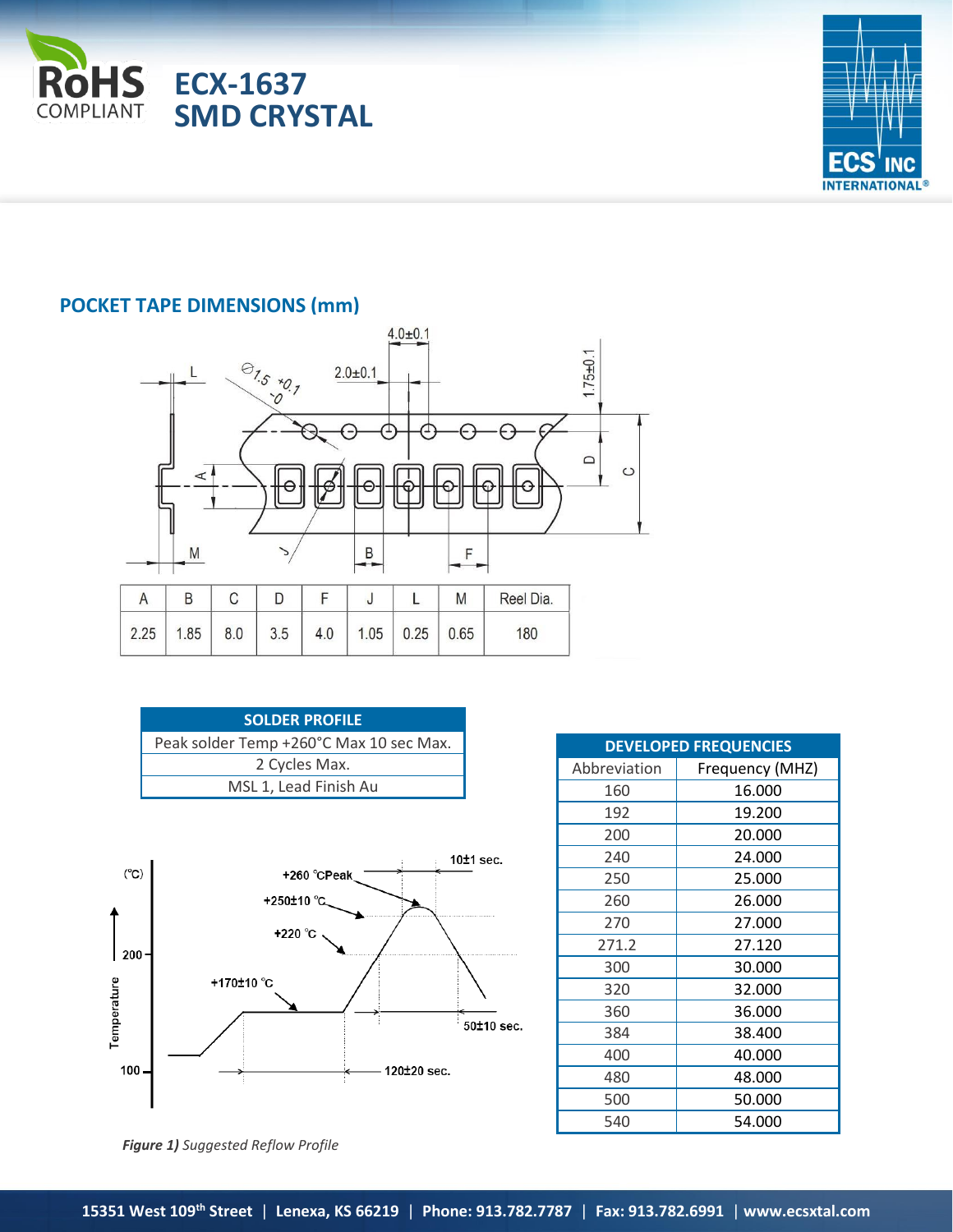# ECX-1637 SMD CRYSTAL

## POCKET TAPE DIMENSIONS (mm)

4.0±0.1

2.0±0.1

∅1.5 +0.1 -0

1.75±0.1

L

A

D

C

M

J

B

F

| A | B | C | D | F | J | L | M | Reel Dia. |
|---|---|---|---|---|---|---|---|---|
| 2.25 | 1.85 | 8.0 | 3.5 | 4.0 | 1.05 | 0.25 | 0.65 | 180 |

| SOLDER PROFILE |
|---|
| Peak solder Temp +260°C Max 10 sec Max. |
| 2 Cycles Max. |
| MSL 1, Lead Finish Au |

(℃)

Temperature

200

100

+260 ℃Peak

10±1 sec.

+250±10 ℃

+220 ℃

+170±10 ℃

50±10 sec.

120±20 sec.

***Figure 1)*** *Suggested Reflow Profile*

| DEVELOPED FREQUENCIES | |
|---|---|
| Abbreviation | Frequency (MHZ) |
| 160 | 16.000 |
| 192 | 19.200 |
| 200 | 20.000 |
| 240 | 24.000 |
| 250 | 25.000 |
| 260 | 26.000 |
| 270 | 27.000 |
| 271.2 | 27.120 |
| 300 | 30.000 |
| 320 | 32.000 |
| 360 | 36.000 |
| 384 | 38.400 |
| 400 | 40.000 |
| 480 | 48.000 |
| 500 | 50.000 |
| 540 | 54.000 |

15351 West 109th Street | Lenexa, KS 66219 | Phone: 913.782.7787 | Fax: 913.782.6991 | www.ecsxtal.com